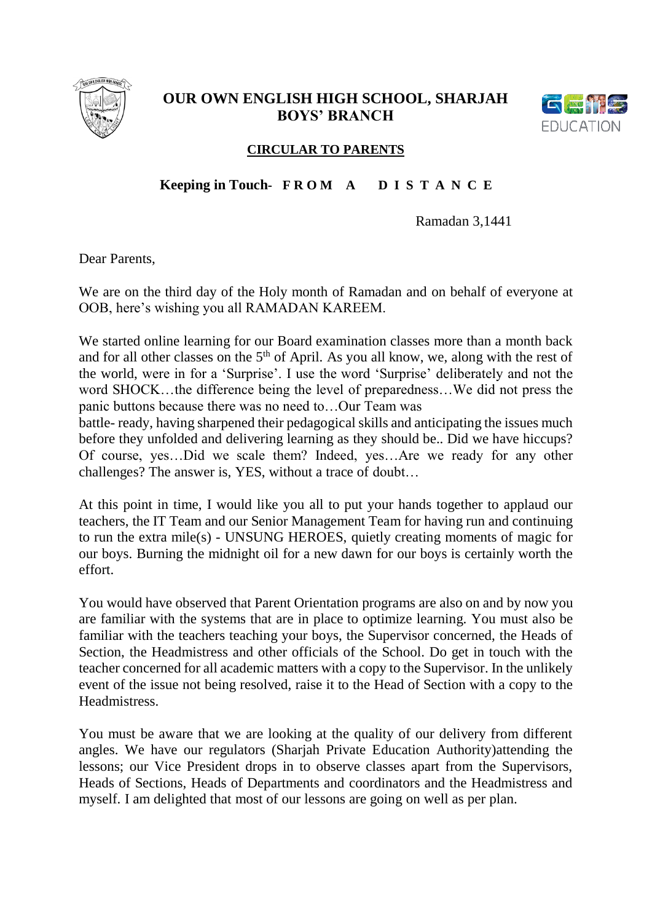# OUR OWN ENGLISH HIGH SCHOOL, SHARJAH
## BOYS' BRANCH

**CIRCULAR TO PARENTS**

**Keeping in Touch- F R O M A D I S T A N C E**

Ramadan 3,1441

Dear Parents,

We are on the third day of the Holy month of Ramadan and on behalf of everyone at OOB, here's wishing you all RAMADAN KAREEM.

We started online learning for our Board examination classes more than a month back and for all other classes on the 5th of April. As you all know, we, along with the rest of the world, were in for a 'Surprise'. I use the word 'Surprise' deliberately and not the word SHOCK…the difference being the level of preparedness…We did not press the panic buttons because there was no need to…Our Team was battle- ready, having sharpened their pedagogical skills and anticipating the issues much before they unfolded and delivering learning as they should be.. Did we have hiccups? Of course, yes…Did we scale them? Indeed, yes…Are we ready for any other challenges? The answer is, YES, without a trace of doubt…

At this point in time, I would like you all to put your hands together to applaud our teachers, the IT Team and our Senior Management Team for having run and continuing to run the extra mile(s) - UNSUNG HEROES, quietly creating moments of magic for our boys. Burning the midnight oil for a new dawn for our boys is certainly worth the effort.

You would have observed that Parent Orientation programs are also on and by now you are familiar with the systems that are in place to optimize learning. You must also be familiar with the teachers teaching your boys, the Supervisor concerned, the Heads of Section, the Headmistress and other officials of the School. Do get in touch with the teacher concerned for all academic matters with a copy to the Supervisor. In the unlikely event of the issue not being resolved, raise it to the Head of Section with a copy to the Headmistress.

You must be aware that we are looking at the quality of our delivery from different angles. We have our regulators (Sharjah Private Education Authority)attending the lessons; our Vice President drops in to observe classes apart from the Supervisors, Heads of Sections, Heads of Departments and coordinators and the Headmistress and myself. I am delighted that most of our lessons are going on well as per plan.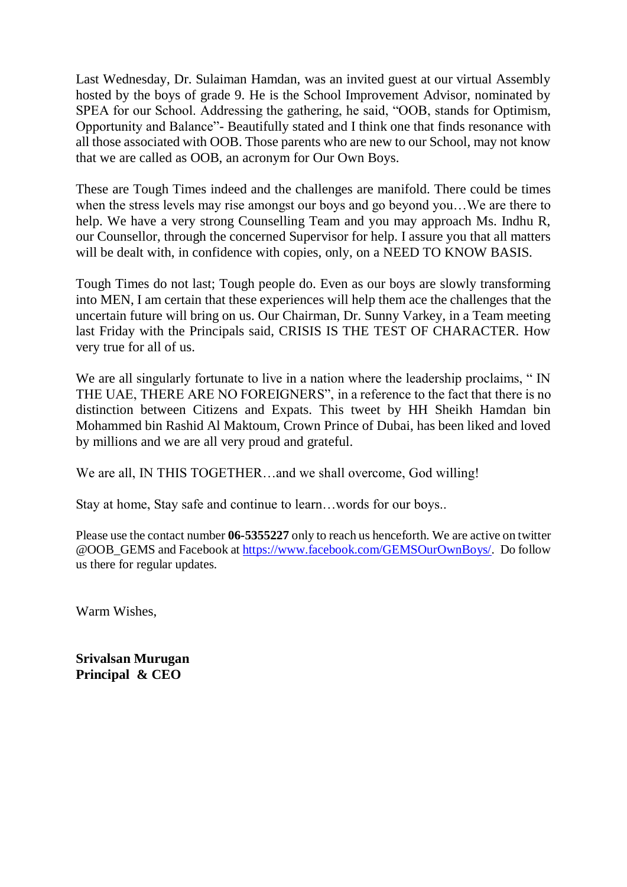Last Wednesday, Dr. Sulaiman Hamdan, was an invited guest at our virtual Assembly hosted by the boys of grade 9. He is the School Improvement Advisor, nominated by SPEA for our School. Addressing the gathering, he said, "OOB, stands for Optimism, Opportunity and Balance"- Beautifully stated and I think one that finds resonance with all those associated with OOB. Those parents who are new to our School, may not know that we are called as OOB, an acronym for Our Own Boys.

These are Tough Times indeed and the challenges are manifold. There could be times when the stress levels may rise amongst our boys and go beyond you…We are there to help. We have a very strong Counselling Team and you may approach Ms. Indhu R, our Counsellor, through the concerned Supervisor for help. I assure you that all matters will be dealt with, in confidence with copies, only, on a NEED TO KNOW BASIS.

Tough Times do not last; Tough people do. Even as our boys are slowly transforming into MEN, I am certain that these experiences will help them ace the challenges that the uncertain future will bring on us. Our Chairman, Dr. Sunny Varkey, in a Team meeting last Friday with the Principals said, CRISIS IS THE TEST OF CHARACTER. How very true for all of us.

We are all singularly fortunate to live in a nation where the leadership proclaims, " IN THE UAE, THERE ARE NO FOREIGNERS", in a reference to the fact that there is no distinction between Citizens and Expats. This tweet by HH Sheikh Hamdan bin Mohammed bin Rashid Al Maktoum, Crown Prince of Dubai, has been liked and loved by millions and we are all very proud and grateful.

We are all, IN THIS TOGETHER…and we shall overcome, God willing!

Stay at home, Stay safe and continue to learn…words for our boys..

Please use the contact number **06-5355227** only to reach us henceforth. We are active on twitter @OOB_GEMS and Facebook at [https://www.facebook.com/GEMSOurOwnBoys/](https://www.facebook.com/GEMSOurOwnBoys/). Do follow us there for regular updates.

Warm Wishes,

**Srivalsan Murugan**
**Principal & CEO**